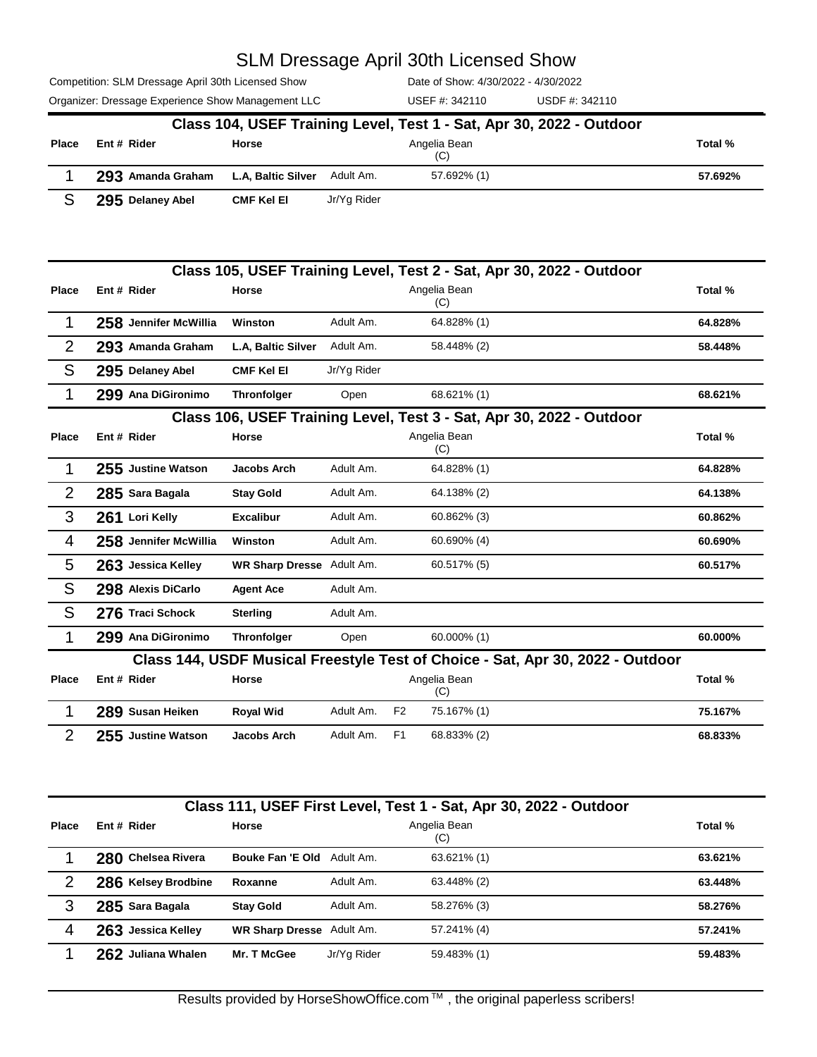# SLM Dressage April 30th Licensed Show

Competition: SLM Dressage April 30th Licensed Show — Date of Show: 4/30/2022 - 4/30/2022

Organizer: Dressage Experience Show Management LLC — USEF #: 342110 — USDF #: 342110

## Class 104, USEF Training Level, Test 1 - Sat, Apr 30, 2022 - Outdoor

| Place | Ent # | Rider | Horse | | Angelia Bean (C) | Total % |
|---|---|---|---|---|---|---|
| 1 | 293 | Amanda Graham | L.A, Baltic Silver | Adult Am. | 57.692% (1) | 57.692% |
| S | 295 | Delaney Abel | CMF Kel El | Jr/Yg Rider | | |

## Class 105, USEF Training Level, Test 2 - Sat, Apr 30, 2022 - Outdoor

| Place | Ent # | Rider | Horse | | Angelia Bean (C) | Total % |
|---|---|---|---|---|---|---|
| 1 | 258 | Jennifer McWillia | Winston | Adult Am. | 64.828% (1) | 64.828% |
| 2 | 293 | Amanda Graham | L.A, Baltic Silver | Adult Am. | 58.448% (2) | 58.448% |
| S | 295 | Delaney Abel | CMF Kel El | Jr/Yg Rider | | |
| 1 | 299 | Ana DiGironimo | Thronfolger | Open | 68.621% (1) | 68.621% |

## Class 106, USEF Training Level, Test 3 - Sat, Apr 30, 2022 - Outdoor

| Place | Ent # | Rider | Horse | | Angelia Bean (C) | Total % |
|---|---|---|---|---|---|---|
| 1 | 255 | Justine Watson | Jacobs Arch | Adult Am. | 64.828% (1) | 64.828% |
| 2 | 285 | Sara Bagala | Stay Gold | Adult Am. | 64.138% (2) | 64.138% |
| 3 | 261 | Lori Kelly | Excalibur | Adult Am. | 60.862% (3) | 60.862% |
| 4 | 258 | Jennifer McWillia | Winston | Adult Am. | 60.690% (4) | 60.690% |
| 5 | 263 | Jessica Kelley | WR Sharp Dresse | Adult Am. | 60.517% (5) | 60.517% |
| S | 298 | Alexis DiCarlo | Agent Ace | Adult Am. | | |
| S | 276 | Traci Schock | Sterling | Adult Am. | | |
| 1 | 299 | Ana DiGironimo | Thronfolger | Open | 60.000% (1) | 60.000% |

## Class 144, USDF Musical Freestyle Test of Choice - Sat, Apr 30, 2022 - Outdoor

| Place | Ent # | Rider | Horse | | | Angelia Bean (C) | Total % |
|---|---|---|---|---|---|---|---|
| 1 | 289 | Susan Heiken | Royal Wid | Adult Am. | F2 | 75.167% (1) | 75.167% |
| 2 | 255 | Justine Watson | Jacobs Arch | Adult Am. | F1 | 68.833% (2) | 68.833% |

## Class 111, USEF First Level, Test 1 - Sat, Apr 30, 2022 - Outdoor

| Place | Ent # | Rider | Horse | | Angelia Bean (C) | Total % |
|---|---|---|---|---|---|---|
| 1 | 280 | Chelsea Rivera | Bouke Fan 'E Old | Adult Am. | 63.621% (1) | 63.621% |
| 2 | 286 | Kelsey Brodbine | Roxanne | Adult Am. | 63.448% (2) | 63.448% |
| 3 | 285 | Sara Bagala | Stay Gold | Adult Am. | 58.276% (3) | 58.276% |
| 4 | 263 | Jessica Kelley | WR Sharp Dresse | Adult Am. | 57.241% (4) | 57.241% |
| 1 | 262 | Juliana Whalen | Mr. T McGee | Jr/Yg Rider | 59.483% (1) | 59.483% |

Results provided by HorseShowOffice.com ™ , the original paperless scribers!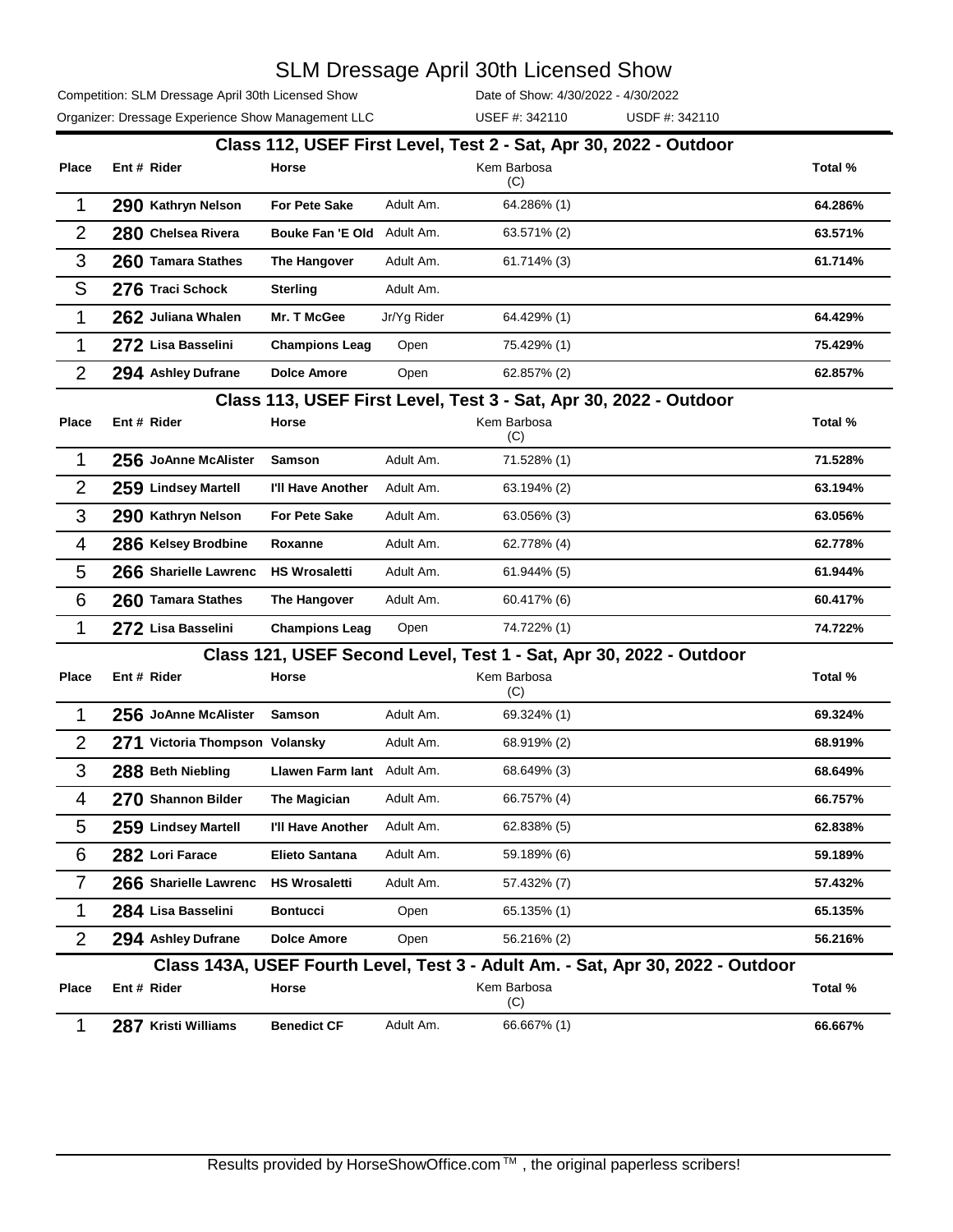# SLM Dressage April 30th Licensed Show

Competition: SLM Dressage April 30th Licensed Show | Date of Show: 4/30/2022 - 4/30/2022

Organizer: Dressage Experience Show Management LLC | USEF #: 342110 | USDF #: 342110

## Class 112, USEF First Level, Test 2 - Sat, Apr 30, 2022 - Outdoor

| Place | Ent # | Rider | Horse | | Kem Barbosa (C) | Total % |
|---|---|---|---|---|---|---|
| 1 | 290 | Kathryn Nelson | For Pete Sake | Adult Am. | 64.286% (1) | 64.286% |
| 2 | 280 | Chelsea Rivera | Bouke Fan 'E Old | Adult Am. | 63.571% (2) | 63.571% |
| 3 | 260 | Tamara Stathes | The Hangover | Adult Am. | 61.714% (3) | 61.714% |
| S | 276 | Traci Schock | Sterling | Adult Am. | | |
| 1 | 262 | Juliana Whalen | Mr. T McGee | Jr/Yg Rider | 64.429% (1) | 64.429% |
| 1 | 272 | Lisa Basselini | Champions Leag | Open | 75.429% (1) | 75.429% |
| 2 | 294 | Ashley Dufrane | Dolce Amore | Open | 62.857% (2) | 62.857% |

## Class 113, USEF First Level, Test 3 - Sat, Apr 30, 2022 - Outdoor

| Place | Ent # | Rider | Horse | | Kem Barbosa (C) | Total % |
|---|---|---|---|---|---|---|
| 1 | 256 | JoAnne McAlister | Samson | Adult Am. | 71.528% (1) | 71.528% |
| 2 | 259 | Lindsey Martell | I'll Have Another | Adult Am. | 63.194% (2) | 63.194% |
| 3 | 290 | Kathryn Nelson | For Pete Sake | Adult Am. | 63.056% (3) | 63.056% |
| 4 | 286 | Kelsey Brodbine | Roxanne | Adult Am. | 62.778% (4) | 62.778% |
| 5 | 266 | Sharielle Lawrenc | HS Wrosaletti | Adult Am. | 61.944% (5) | 61.944% |
| 6 | 260 | Tamara Stathes | The Hangover | Adult Am. | 60.417% (6) | 60.417% |
| 1 | 272 | Lisa Basselini | Champions Leag | Open | 74.722% (1) | 74.722% |

## Class 121, USEF Second Level, Test 1 - Sat, Apr 30, 2022 - Outdoor

| Place | Ent # | Rider | Horse | | Kem Barbosa (C) | Total % |
|---|---|---|---|---|---|---|
| 1 | 256 | JoAnne McAlister | Samson | Adult Am. | 69.324% (1) | 69.324% |
| 2 | 271 | Victoria Thompson | Volansky | Adult Am. | 68.919% (2) | 68.919% |
| 3 | 288 | Beth Niebling | Llawen Farm Iant | Adult Am. | 68.649% (3) | 68.649% |
| 4 | 270 | Shannon Bilder | The Magician | Adult Am. | 66.757% (4) | 66.757% |
| 5 | 259 | Lindsey Martell | I'll Have Another | Adult Am. | 62.838% (5) | 62.838% |
| 6 | 282 | Lori Farace | Elieto Santana | Adult Am. | 59.189% (6) | 59.189% |
| 7 | 266 | Sharielle Lawrenc | HS Wrosaletti | Adult Am. | 57.432% (7) | 57.432% |
| 1 | 284 | Lisa Basselini | Bontucci | Open | 65.135% (1) | 65.135% |
| 2 | 294 | Ashley Dufrane | Dolce Amore | Open | 56.216% (2) | 56.216% |

## Class 143A, USEF Fourth Level, Test 3 - Adult Am. - Sat, Apr 30, 2022 - Outdoor

| Place | Ent # | Rider | Horse | | Kem Barbosa (C) | Total % |
|---|---|---|---|---|---|---|
| 1 | 287 | Kristi Williams | Benedict CF | Adult Am. | 66.667% (1) | 66.667% |

Results provided by HorseShowOffice.com ™ , the original paperless scribers!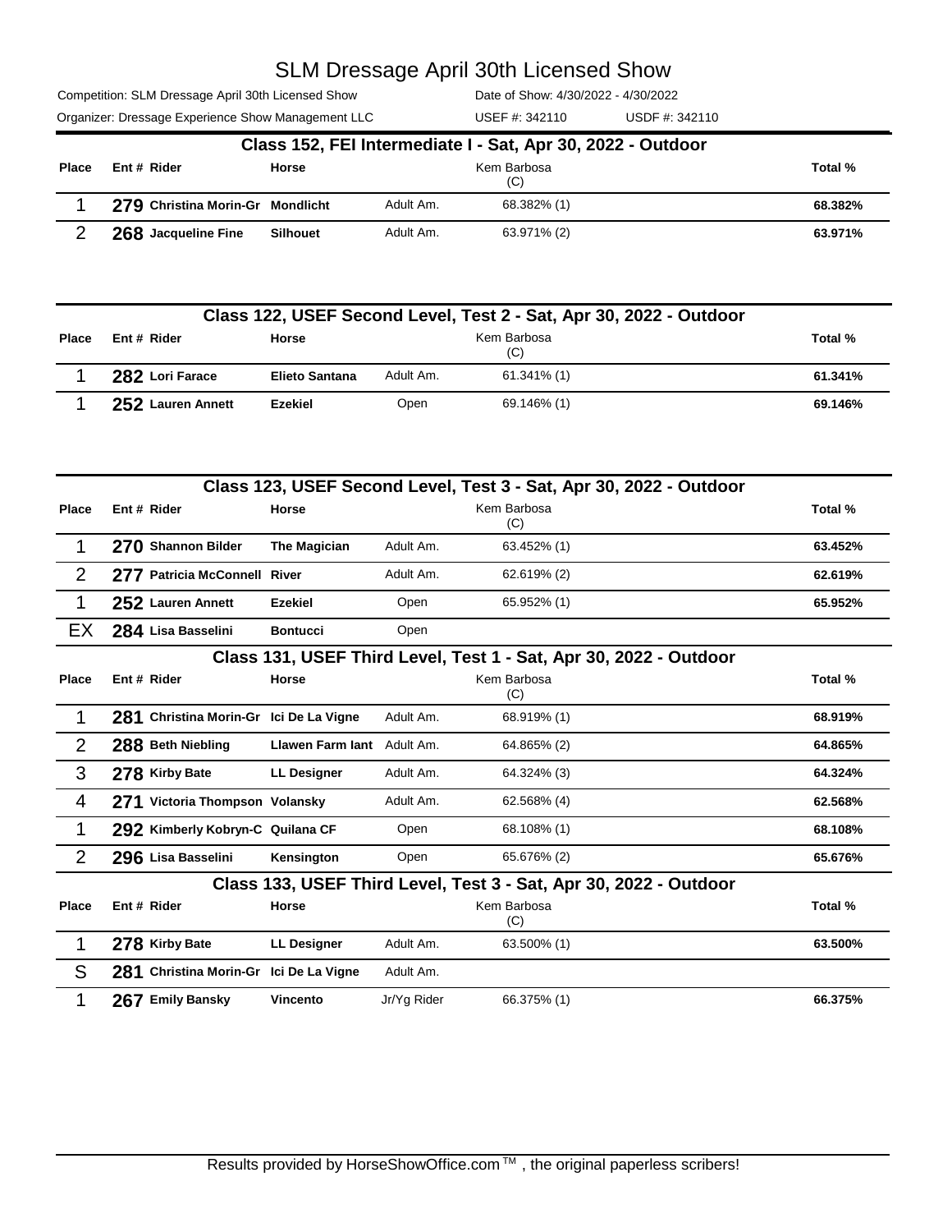# SLM Dressage April 30th Licensed Show

Competition: SLM Dressage April 30th Licensed Show
Date of Show: 4/30/2022 - 4/30/2022
Organizer: Dressage Experience Show Management LLC
USEF #: 342110
USDF #: 342110

## Class 152, FEI Intermediate I - Sat, Apr 30, 2022 - Outdoor

| Place | Ent # | Rider | Horse | | Kem Barbosa (C) | Total % |
|---|---|---|---|---|---|---|
| 1 | 279 | Christina Morin-Gr | Mondlicht | Adult Am. | 68.382% (1) | 68.382% |
| 2 | 268 | Jacqueline Fine | Silhouet | Adult Am. | 63.971% (2) | 63.971% |

## Class 122, USEF Second Level, Test 2 - Sat, Apr 30, 2022 - Outdoor

| Place | Ent # | Rider | Horse | | Kem Barbosa (C) | Total % |
|---|---|---|---|---|---|---|
| 1 | 282 | Lori Farace | Elieto Santana | Adult Am. | 61.341% (1) | 61.341% |
| 1 | 252 | Lauren Annett | Ezekiel | Open | 69.146% (1) | 69.146% |

## Class 123, USEF Second Level, Test 3 - Sat, Apr 30, 2022 - Outdoor

| Place | Ent # | Rider | Horse | | Kem Barbosa (C) | Total % |
|---|---|---|---|---|---|---|
| 1 | 270 | Shannon Bilder | The Magician | Adult Am. | 63.452% (1) | 63.452% |
| 2 | 277 | Patricia McConnell | River | Adult Am. | 62.619% (2) | 62.619% |
| 1 | 252 | Lauren Annett | Ezekiel | Open | 65.952% (1) | 65.952% |
| EX | 284 | Lisa Basselini | Bontucci | Open | | |

## Class 131, USEF Third Level, Test 1 - Sat, Apr 30, 2022 - Outdoor

| Place | Ent # | Rider | Horse | | Kem Barbosa (C) | Total % |
|---|---|---|---|---|---|---|
| 1 | 281 | Christina Morin-Gr | Ici De La Vigne | Adult Am. | 68.919% (1) | 68.919% |
| 2 | 288 | Beth Niebling | Llawen Farm Iant | Adult Am. | 64.865% (2) | 64.865% |
| 3 | 278 | Kirby Bate | LL Designer | Adult Am. | 64.324% (3) | 64.324% |
| 4 | 271 | Victoria Thompson | Volansky | Adult Am. | 62.568% (4) | 62.568% |
| 1 | 292 | Kimberly Kobryn-C | Quilana CF | Open | 68.108% (1) | 68.108% |
| 2 | 296 | Lisa Basselini | Kensington | Open | 65.676% (2) | 65.676% |

## Class 133, USEF Third Level, Test 3 - Sat, Apr 30, 2022 - Outdoor

| Place | Ent # | Rider | Horse | | Kem Barbosa (C) | Total % |
|---|---|---|---|---|---|---|
| 1 | 278 | Kirby Bate | LL Designer | Adult Am. | 63.500% (1) | 63.500% |
| S | 281 | Christina Morin-Gr | Ici De La Vigne | Adult Am. | | |
| 1 | 267 | Emily Bansky | Vincento | Jr/Yg Rider | 66.375% (1) | 66.375% |

Results provided by HorseShowOffice.com ™ , the original paperless scribers!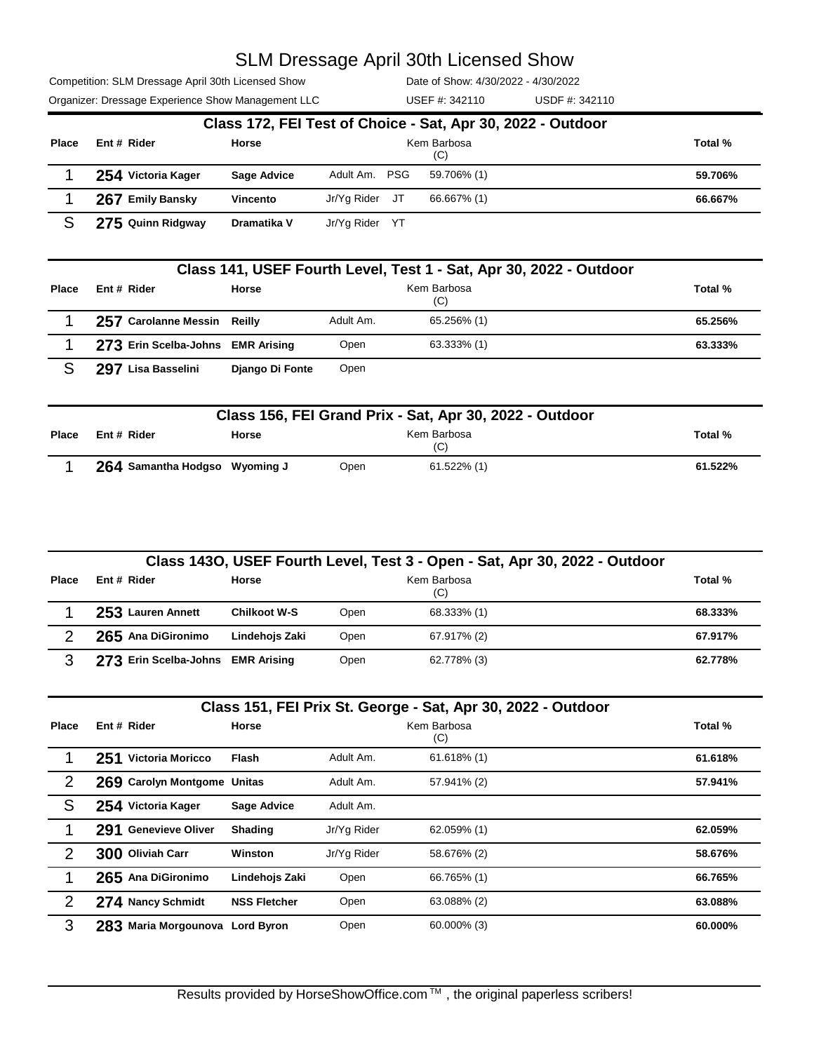# SLM Dressage April 30th Licensed Show

Competition: SLM Dressage April 30th Licensed Show — Date of Show: 4/30/2022 - 4/30/2022

Organizer: Dressage Experience Show Management LLC — USEF #: 342110 — USDF #: 342110

## Class 172, FEI Test of Choice - Sat, Apr 30, 2022 - Outdoor

| Place | Ent # | Rider | Horse | | | Kem Barbosa (C) | Total % |
|---|---|---|---|---|---|---|---|
| 1 | 254 | Victoria Kager | Sage Advice | Adult Am. | PSG | 59.706% (1) | 59.706% |
| 1 | 267 | Emily Bansky | Vincento | Jr/Yg Rider | JT | 66.667% (1) | 66.667% |
| S | 275 | Quinn Ridgway | Dramatika V | Jr/Yg Rider | YT | | |

## Class 141, USEF Fourth Level, Test 1 - Sat, Apr 30, 2022 - Outdoor

| Place | Ent # | Rider | Horse | | Kem Barbosa (C) | Total % |
|---|---|---|---|---|---|---|
| 1 | 257 | Carolanne Messin | Reilly | Adult Am. | 65.256% (1) | 65.256% |
| 1 | 273 | Erin Scelba-Johns | EMR Arising | Open | 63.333% (1) | 63.333% |
| S | 297 | Lisa Basselini | Django Di Fonte | Open | | |

## Class 156, FEI Grand Prix - Sat, Apr 30, 2022 - Outdoor

| Place | Ent # | Rider | Horse | | Kem Barbosa (C) | Total % |
|---|---|---|---|---|---|---|
| 1 | 264 | Samantha Hodgso | Wyoming J | Open | 61.522% (1) | 61.522% |

## Class 143O, USEF Fourth Level, Test 3 - Open - Sat, Apr 30, 2022 - Outdoor

| Place | Ent # | Rider | Horse | | Kem Barbosa (C) | Total % |
|---|---|---|---|---|---|---|
| 1 | 253 | Lauren Annett | Chilkoot W-S | Open | 68.333% (1) | 68.333% |
| 2 | 265 | Ana DiGironimo | Lindehojs Zaki | Open | 67.917% (2) | 67.917% |
| 3 | 273 | Erin Scelba-Johns | EMR Arising | Open | 62.778% (3) | 62.778% |

## Class 151, FEI Prix St. George - Sat, Apr 30, 2022 - Outdoor

| Place | Ent # | Rider | Horse | | Kem Barbosa (C) | Total % |
|---|---|---|---|---|---|---|
| 1 | 251 | Victoria Moricco | Flash | Adult Am. | 61.618% (1) | 61.618% |
| 2 | 269 | Carolyn Montgome | Unitas | Adult Am. | 57.941% (2) | 57.941% |
| S | 254 | Victoria Kager | Sage Advice | Adult Am. | | |
| 1 | 291 | Genevieve Oliver | Shading | Jr/Yg Rider | 62.059% (1) | 62.059% |
| 2 | 300 | Oliviah Carr | Winston | Jr/Yg Rider | 58.676% (2) | 58.676% |
| 1 | 265 | Ana DiGironimo | Lindehojs Zaki | Open | 66.765% (1) | 66.765% |
| 2 | 274 | Nancy Schmidt | NSS Fletcher | Open | 63.088% (2) | 63.088% |
| 3 | 283 | Maria Morgounova | Lord Byron | Open | 60.000% (3) | 60.000% |

Results provided by HorseShowOffice.com ™ , the original paperless scribers!